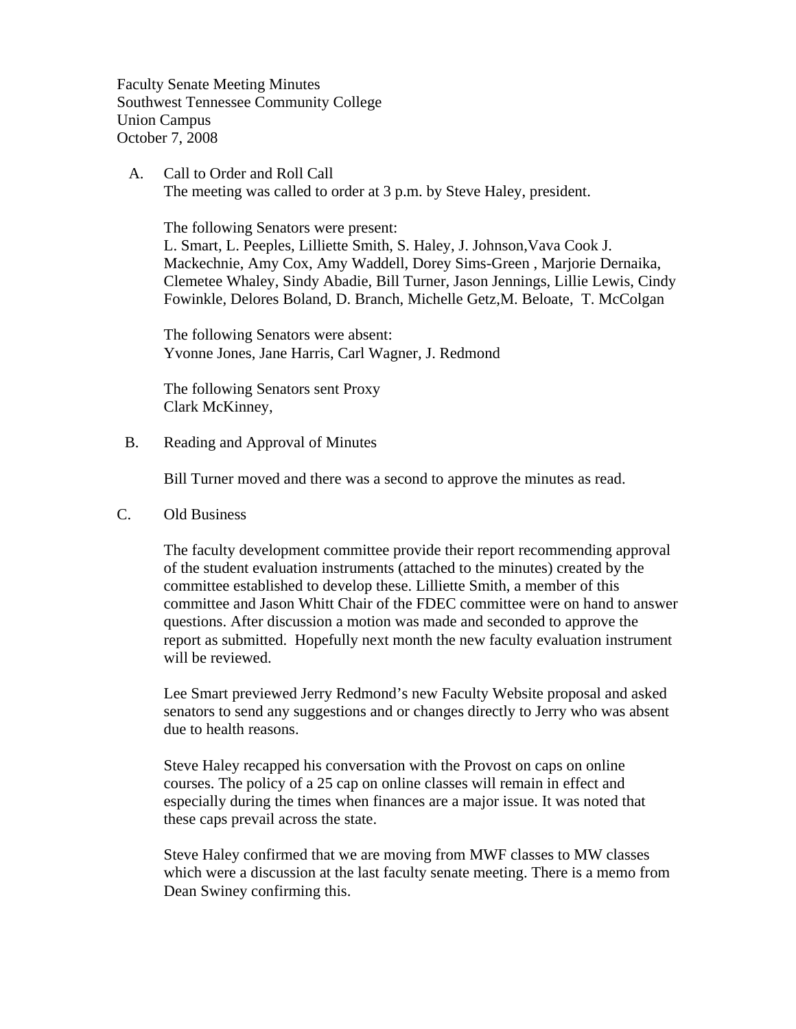Faculty Senate Meeting Minutes
Southwest Tennessee Community College
Union Campus
October 7, 2008

A. Call to Order and Roll Call

The meeting was called to order at 3 p.m. by Steve Haley, president.

The following Senators were present:
L. Smart, L. Peeples, Lilliette Smith, S. Haley, J. Johnson,Vava Cook J. Mackechnie, Amy Cox, Amy Waddell, Dorey Sims-Green , Marjorie Dernaika, Clemetee Whaley, Sindy Abadie, Bill Turner, Jason Jennings, Lillie Lewis, Cindy Fowinkle, Delores Boland, D. Branch, Michelle Getz,M. Beloate, T. McColgan

The following Senators were absent:
Yvonne Jones, Jane Harris, Carl Wagner, J. Redmond

The following Senators sent Proxy
Clark McKinney,

B. Reading and Approval of Minutes

Bill Turner moved and there was a second to approve the minutes as read.

C. Old Business

The faculty development committee provide their report recommending approval of the student evaluation instruments (attached to the minutes) created by the committee established to develop these. Lilliette Smith, a member of this committee and Jason Whitt Chair of the FDEC committee were on hand to answer questions. After discussion a motion was made and seconded to approve the report as submitted. Hopefully next month the new faculty evaluation instrument will be reviewed.

Lee Smart previewed Jerry Redmond's new Faculty Website proposal and asked senators to send any suggestions and or changes directly to Jerry who was absent due to health reasons.

Steve Haley recapped his conversation with the Provost on caps on online courses. The policy of a 25 cap on online classes will remain in effect and especially during the times when finances are a major issue. It was noted that these caps prevail across the state.

Steve Haley confirmed that we are moving from MWF classes to MW classes which were a discussion at the last faculty senate meeting. There is a memo from Dean Swiney confirming this.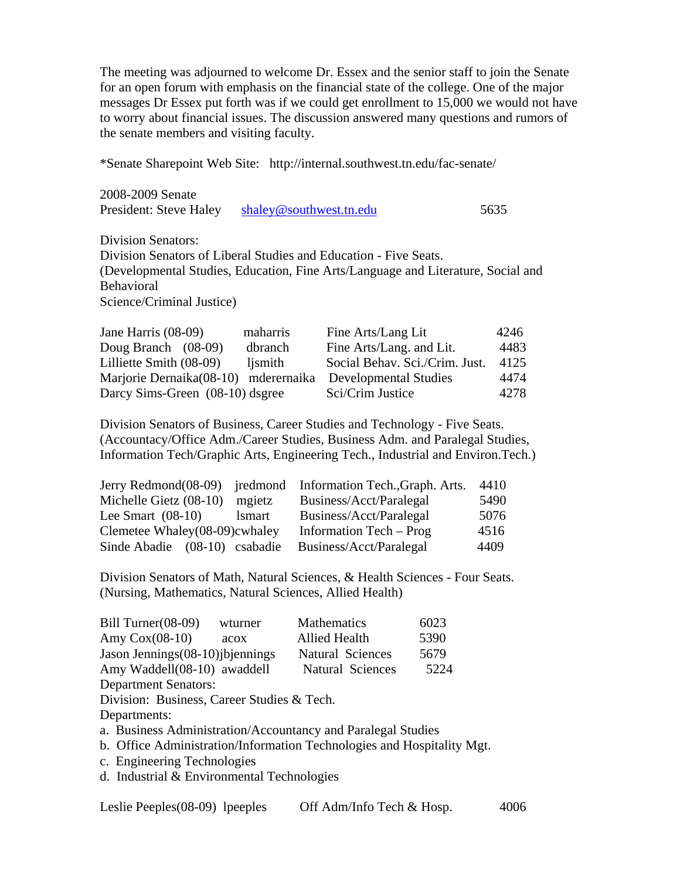The meeting was adjourned to welcome Dr. Essex and the senior staff to join the Senate for an open forum with emphasis on the financial state of the college. One of the major messages Dr Essex put forth was if we could get enrollment to 15,000 we would not have to worry about financial issues. The discussion answered many questions and rumors of the senate members and visiting faculty.

*Senate Sharepoint Web Site: http://internal.southwest.tn.edu/fac-senate/

2008-2009 Senate
President: Steve Haley shaley@southwest.tn.edu 5635

Division Senators:
Division Senators of Liberal Studies and Education - Five Seats.
(Developmental Studies, Education, Fine Arts/Language and Literature, Social and Behavioral
Science/Criminal Justice)

| | | | |
|---|---|---|---|
| Jane Harris (08-09) | maharris | Fine Arts/Lang Lit | 4246 |
| Doug Branch (08-09) | dbranch | Fine Arts/Lang. and Lit. | 4483 |
| Lilliette Smith (08-09) | ljsmith | Social Behav. Sci./Crim. Just. | 4125 |
| Marjorie Dernaika(08-10) | mderernaika | Developmental Studies | 4474 |
| Darcy Sims-Green (08-10) | dsgree | Sci/Crim Justice | 4278 |

Division Senators of Business, Career Studies and Technology - Five Seats.
(Accountacy/Office Adm./Career Studies, Business Adm. and Paralegal Studies, Information Tech/Graphic Arts, Engineering Tech., Industrial and Environ.Tech.)

| | | | |
|---|---|---|---|
| Jerry Redmond(08-09) | jredmond | Information Tech.,Graph. Arts. | 4410 |
| Michelle Gietz (08-10) | mgietz | Business/Acct/Paralegal | 5490 |
| Lee Smart (08-10) | lsmart | Business/Acct/Paralegal | 5076 |
| Clemetee Whaley(08-09) | cwhaley | Information Tech – Prog | 4516 |
| Sinde Abadie (08-10) | csabadie | Business/Acct/Paralegal | 4409 |

Division Senators of Math, Natural Sciences, & Health Sciences - Four Seats.
(Nursing, Mathematics, Natural Sciences, Allied Health)

| | | | |
|---|---|---|---|
| Bill Turner(08-09) | wturner | Mathematics | 6023 |
| Amy Cox(08-10) | acox | Allied Health | 5390 |
| Jason Jennings(08-10) | jbjennings | Natural Sciences | 5679 |
| Amy Waddell(08-10) | awaddell | Natural Sciences | 5224 |

Department Senators:
Division: Business, Career Studies & Tech.
Departments:

a. Business Administration/Accountancy and Paralegal Studies
b. Office Administration/Information Technologies and Hospitality Mgt.
c. Engineering Technologies
d. Industrial & Environmental Technologies

| | | | |
|---|---|---|---|
| Leslie Peeples(08-09) | lpeeples | Off Adm/Info Tech & Hosp. | 4006 |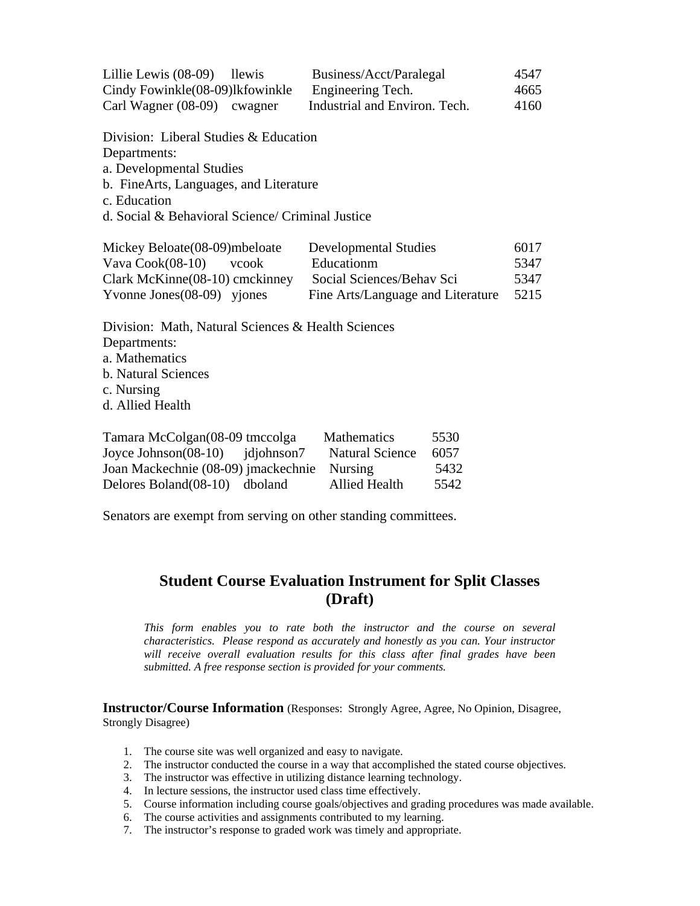| | | | |
|---|---|---|---|
| Lillie Lewis (08-09) | llewis | Business/Acct/Paralegal | 4547 |
| Cindy Fowinkle(08-09) | lkfowinkle | Engineering Tech. | 4665 |
| Carl Wagner (08-09) | cwagner | Industrial and Environ. Tech. | 4160 |

Division: Liberal Studies & Education
Departments:
a. Developmental Studies
b. FineArts, Languages, and Literature
c. Education
d. Social & Behavioral Science/ Criminal Justice

| | | | |
|---|---|---|---|
| Mickey Beloate(08-09) | mbeloate | Developmental Studies | 6017 |
| Vava Cook(08-10) | vcook | Educationm | 5347 |
| Clark McKinne(08-10) | cmckinney | Social Sciences/Behav Sci | 5347 |
| Yvonne Jones(08-09) | yjones | Fine Arts/Language and Literature | 5215 |

Division: Math, Natural Sciences & Health Sciences
Departments:
a. Mathematics
b. Natural Sciences
c. Nursing
d. Allied Health

| | | | |
|---|---|---|---|
| Tamara McColgan(08-09 | tmccolga | Mathematics | 5530 |
| Joyce Johnson(08-10) | jdjohnson7 | Natural Science | 6057 |
| Joan Mackechnie (08-09) | jmackechnie | Nursing | 5432 |
| Delores Boland(08-10) | dboland | Allied Health | 5542 |

Senators are exempt from serving on other standing committees.

## Student Course Evaluation Instrument for Split Classes (Draft)

*This form enables you to rate both the instructor and the course on several characteristics. Please respond as accurately and honestly as you can. Your instructor will receive overall evaluation results for this class after final grades have been submitted. A free response section is provided for your comments.*

**Instructor/Course Information** (Responses: Strongly Agree, Agree, No Opinion, Disagree, Strongly Disagree)

1. The course site was well organized and easy to navigate.
2. The instructor conducted the course in a way that accomplished the stated course objectives.
3. The instructor was effective in utilizing distance learning technology.
4. In lecture sessions, the instructor used class time effectively.
5. Course information including course goals/objectives and grading procedures was made available.
6. The course activities and assignments contributed to my learning.
7. The instructor's response to graded work was timely and appropriate.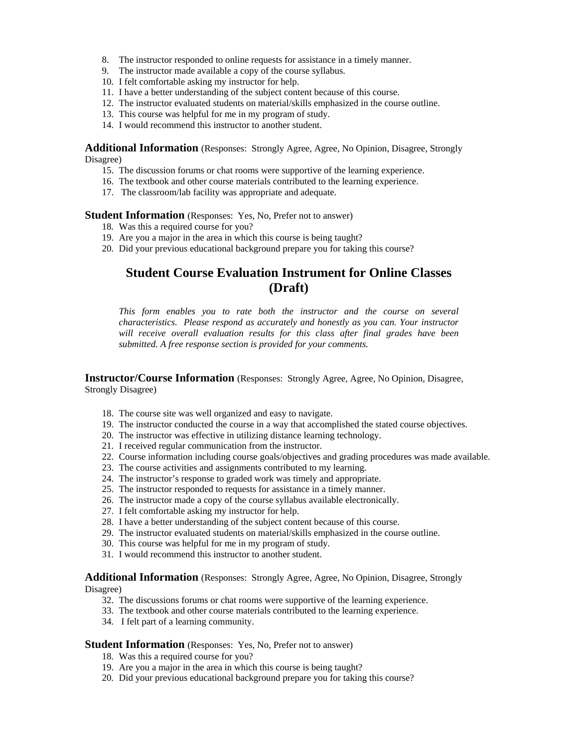8. The instructor responded to online requests for assistance in a timely manner.
9. The instructor made available a copy of the course syllabus.
10. I felt comfortable asking my instructor for help.
11. I have a better understanding of the subject content because of this course.
12. The instructor evaluated students on material/skills emphasized in the course outline.
13. This course was helpful for me in my program of study.
14. I would recommend this instructor to another student.

**Additional Information** (Responses: Strongly Agree, Agree, No Opinion, Disagree, Strongly Disagree)

15. The discussion forums or chat rooms were supportive of the learning experience.
16. The textbook and other course materials contributed to the learning experience.
17. The classroom/lab facility was appropriate and adequate.

**Student Information** (Responses: Yes, No, Prefer not to answer)

18. Was this a required course for you?
19. Are you a major in the area in which this course is being taught?
20. Did your previous educational background prepare you for taking this course?

## Student Course Evaluation Instrument for Online Classes (Draft)

*This form enables you to rate both the instructor and the course on several characteristics. Please respond as accurately and honestly as you can. Your instructor will receive overall evaluation results for this class after final grades have been submitted. A free response section is provided for your comments.*

**Instructor/Course Information** (Responses: Strongly Agree, Agree, No Opinion, Disagree, Strongly Disagree)

18. The course site was well organized and easy to navigate.
19. The instructor conducted the course in a way that accomplished the stated course objectives.
20. The instructor was effective in utilizing distance learning technology.
21. I received regular communication from the instructor.
22. Course information including course goals/objectives and grading procedures was made available.
23. The course activities and assignments contributed to my learning.
24. The instructor's response to graded work was timely and appropriate.
25. The instructor responded to requests for assistance in a timely manner.
26. The instructor made a copy of the course syllabus available electronically.
27. I felt comfortable asking my instructor for help.
28. I have a better understanding of the subject content because of this course.
29. The instructor evaluated students on material/skills emphasized in the course outline.
30. This course was helpful for me in my program of study.
31. I would recommend this instructor to another student.

**Additional Information** (Responses: Strongly Agree, Agree, No Opinion, Disagree, Strongly Disagree)

32. The discussions forums or chat rooms were supportive of the learning experience.
33. The textbook and other course materials contributed to the learning experience.
34. I felt part of a learning community.

**Student Information** (Responses: Yes, No, Prefer not to answer)

18. Was this a required course for you?
19. Are you a major in the area in which this course is being taught?
20. Did your previous educational background prepare you for taking this course?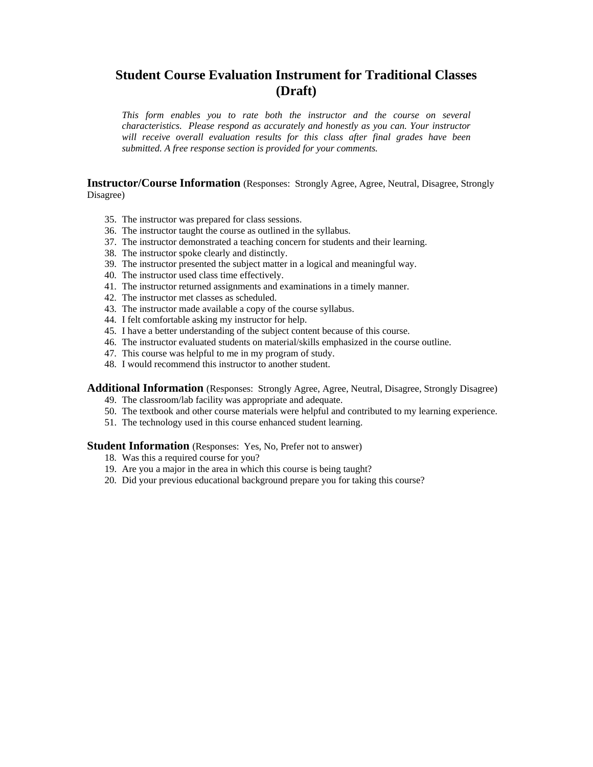# Student Course Evaluation Instrument for Traditional Classes (Draft)

*This form enables you to rate both the instructor and the course on several characteristics. Please respond as accurately and honestly as you can. Your instructor will receive overall evaluation results for this class after final grades have been submitted. A free response section is provided for your comments.*

**Instructor/Course Information** (Responses: Strongly Agree, Agree, Neutral, Disagree, Strongly Disagree)

35. The instructor was prepared for class sessions.
36. The instructor taught the course as outlined in the syllabus.
37. The instructor demonstrated a teaching concern for students and their learning.
38. The instructor spoke clearly and distinctly.
39. The instructor presented the subject matter in a logical and meaningful way.
40. The instructor used class time effectively.
41. The instructor returned assignments and examinations in a timely manner.
42. The instructor met classes as scheduled.
43. The instructor made available a copy of the course syllabus.
44. I felt comfortable asking my instructor for help.
45. I have a better understanding of the subject content because of this course.
46. The instructor evaluated students on material/skills emphasized in the course outline.
47. This course was helpful to me in my program of study.
48. I would recommend this instructor to another student.

**Additional Information** (Responses: Strongly Agree, Agree, Neutral, Disagree, Strongly Disagree)

49. The classroom/lab facility was appropriate and adequate.
50. The textbook and other course materials were helpful and contributed to my learning experience.
51. The technology used in this course enhanced student learning.

**Student Information** (Responses: Yes, No, Prefer not to answer)

18. Was this a required course for you?
19. Are you a major in the area in which this course is being taught?
20. Did your previous educational background prepare you for taking this course?